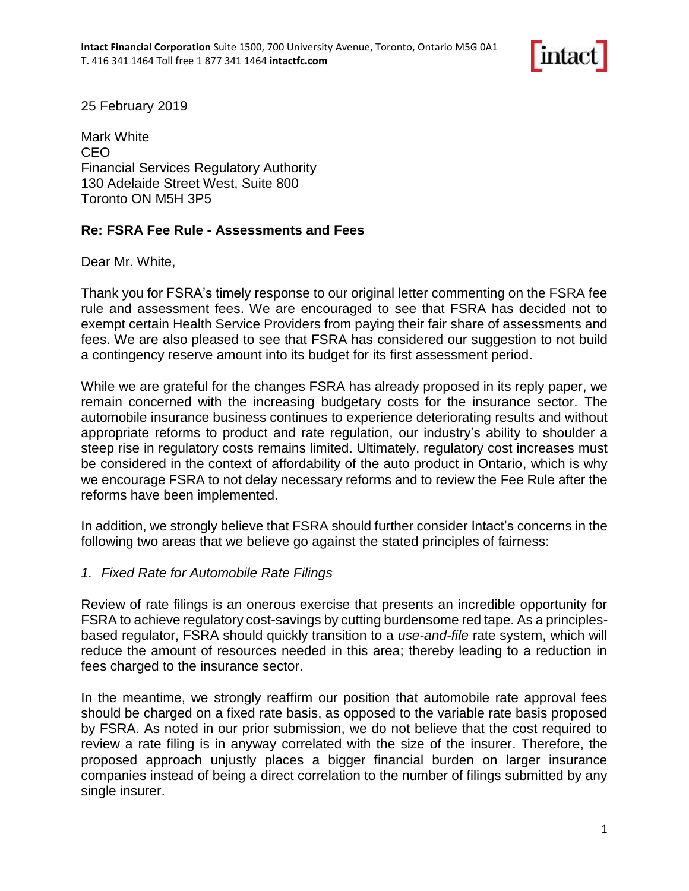**Intact Financial Corporation** Suite 1500, 700 University Avenue, Toronto, Ontario M5G 0A1
T. 416 341 1464 Toll free 1 877 341 1464 **intactfc.com**

25 February 2019

Mark White
CEO
Financial Services Regulatory Authority
130 Adelaide Street West, Suite 800
Toronto ON M5H 3P5

**Re: FSRA Fee Rule - Assessments and Fees**

Dear Mr. White,

Thank you for FSRA's timely response to our original letter commenting on the FSRA fee rule and assessment fees. We are encouraged to see that FSRA has decided not to exempt certain Health Service Providers from paying their fair share of assessments and fees. We are also pleased to see that FSRA has considered our suggestion to not build a contingency reserve amount into its budget for its first assessment period.

While we are grateful for the changes FSRA has already proposed in its reply paper, we remain concerned with the increasing budgetary costs for the insurance sector. The automobile insurance business continues to experience deteriorating results and without appropriate reforms to product and rate regulation, our industry's ability to shoulder a steep rise in regulatory costs remains limited. Ultimately, regulatory cost increases must be considered in the context of affordability of the auto product in Ontario, which is why we encourage FSRA to not delay necessary reforms and to review the Fee Rule after the reforms have been implemented.

In addition, we strongly believe that FSRA should further consider Intact's concerns in the following two areas that we believe go against the stated principles of fairness:

*1. Fixed Rate for Automobile Rate Filings*

Review of rate filings is an onerous exercise that presents an incredible opportunity for FSRA to achieve regulatory cost-savings by cutting burdensome red tape. As a principles-based regulator, FSRA should quickly transition to a *use-and-file* rate system, which will reduce the amount of resources needed in this area; thereby leading to a reduction in fees charged to the insurance sector.

In the meantime, we strongly reaffirm our position that automobile rate approval fees should be charged on a fixed rate basis, as opposed to the variable rate basis proposed by FSRA. As noted in our prior submission, we do not believe that the cost required to review a rate filing is in anyway correlated with the size of the insurer. Therefore, the proposed approach unjustly places a bigger financial burden on larger insurance companies instead of being a direct correlation to the number of filings submitted by any single insurer.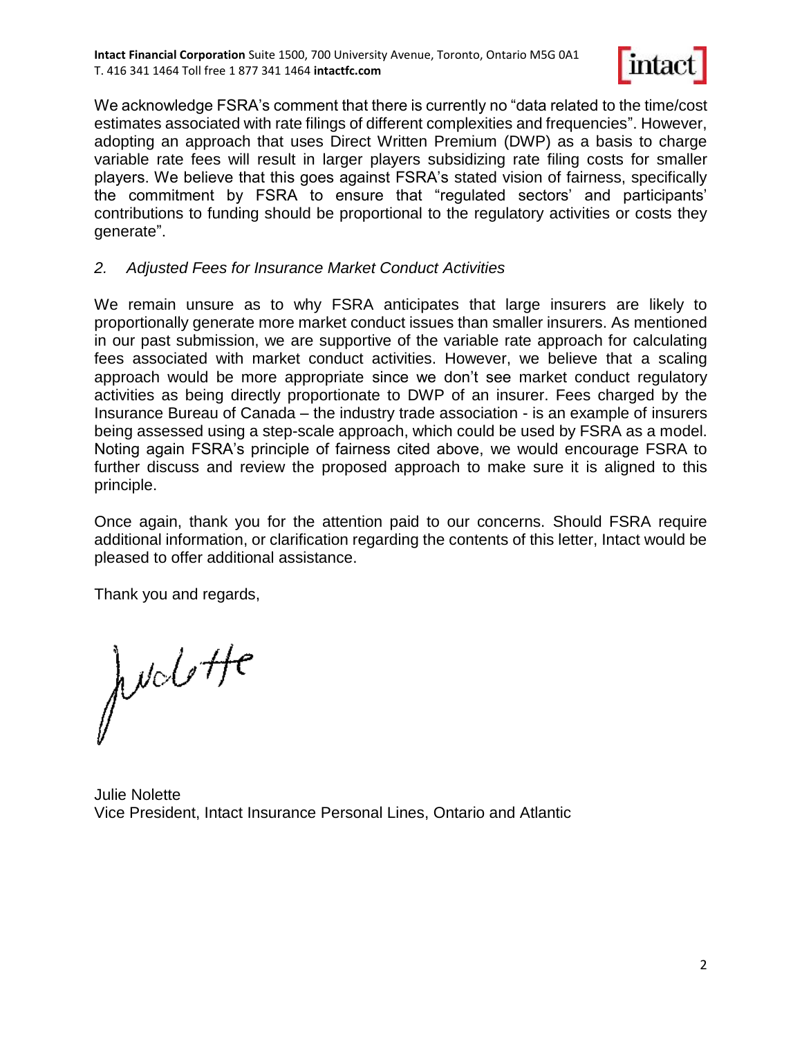We acknowledge FSRA's comment that there is currently no "data related to the time/cost estimates associated with rate filings of different complexities and frequencies". However, adopting an approach that uses Direct Written Premium (DWP) as a basis to charge variable rate fees will result in larger players subsidizing rate filing costs for smaller players. We believe that this goes against FSRA's stated vision of fairness, specifically the commitment by FSRA to ensure that "regulated sectors' and participants' contributions to funding should be proportional to the regulatory activities or costs they generate".

*2. Adjusted Fees for Insurance Market Conduct Activities*

We remain unsure as to why FSRA anticipates that large insurers are likely to proportionally generate more market conduct issues than smaller insurers. As mentioned in our past submission, we are supportive of the variable rate approach for calculating fees associated with market conduct activities. However, we believe that a scaling approach would be more appropriate since we don't see market conduct regulatory activities as being directly proportionate to DWP of an insurer. Fees charged by the Insurance Bureau of Canada – the industry trade association - is an example of insurers being assessed using a step-scale approach, which could be used by FSRA as a model. Noting again FSRA's principle of fairness cited above, we would encourage FSRA to further discuss and review the proposed approach to make sure it is aligned to this principle.

Once again, thank you for the attention paid to our concerns. Should FSRA require additional information, or clarification regarding the contents of this letter, Intact would be pleased to offer additional assistance.

Thank you and regards,

Julie Nolette
Vice President, Intact Insurance Personal Lines, Ontario and Atlantic